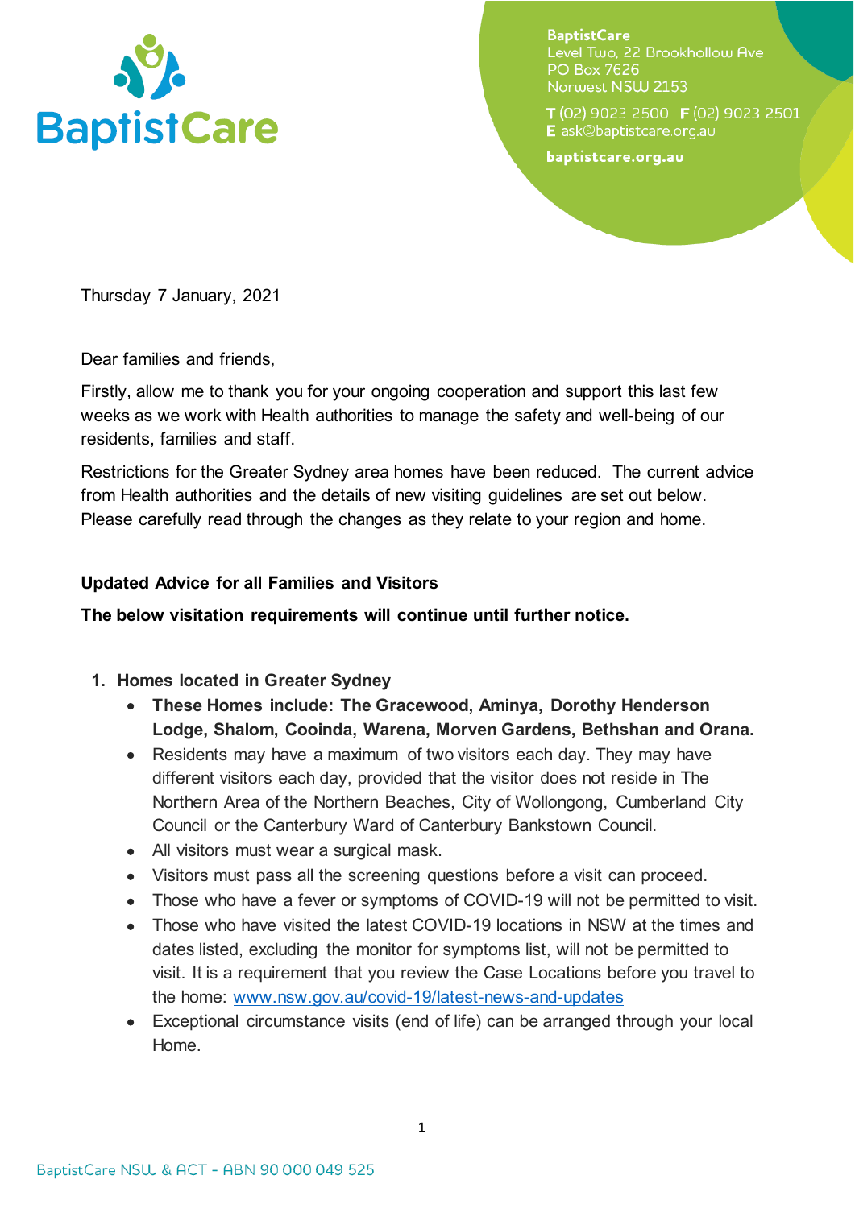BaptistCare

BaptistCare
Level Two, 22 Brookhollow Ave
PO Box 7626
Norwest NSW 2153

T (02) 9023 2500 F (02) 9023 2501
E ask@baptistcare.org.au

baptistcare.org.au

Thursday 7 January, 2021

Dear families and friends,

Firstly, allow me to thank you for your ongoing cooperation and support this last few weeks as we work with Health authorities to manage the safety and well-being of our residents, families and staff.

Restrictions for the Greater Sydney area homes have been reduced. The current advice from Health authorities and the details of new visiting guidelines are set out below. Please carefully read through the changes as they relate to your region and home.

**Updated Advice for all Families and Visitors**

**The below visitation requirements will continue until further notice.**

1. **Homes located in Greater Sydney**
   - **These Homes include: The Gracewood, Aminya, Dorothy Henderson Lodge, Shalom, Cooinda, Warena, Morven Gardens, Bethshan and Orana.**
   - Residents may have a maximum of two visitors each day. They may have different visitors each day, provided that the visitor does not reside in The Northern Area of the Northern Beaches, City of Wollongong, Cumberland City Council or the Canterbury Ward of Canterbury Bankstown Council.
   - All visitors must wear a surgical mask.
   - Visitors must pass all the screening questions before a visit can proceed.
   - Those who have a fever or symptoms of COVID-19 will not be permitted to visit.
   - Those who have visited the latest COVID-19 locations in NSW at the times and dates listed, excluding the monitor for symptoms list, will not be permitted to visit. It is a requirement that you review the Case Locations before you travel to the home: www.nsw.gov.au/covid-19/latest-news-and-updates
   - Exceptional circumstance visits (end of life) can be arranged through your local Home.

BaptistCare NSW & ACT - ABN 90 000 049 525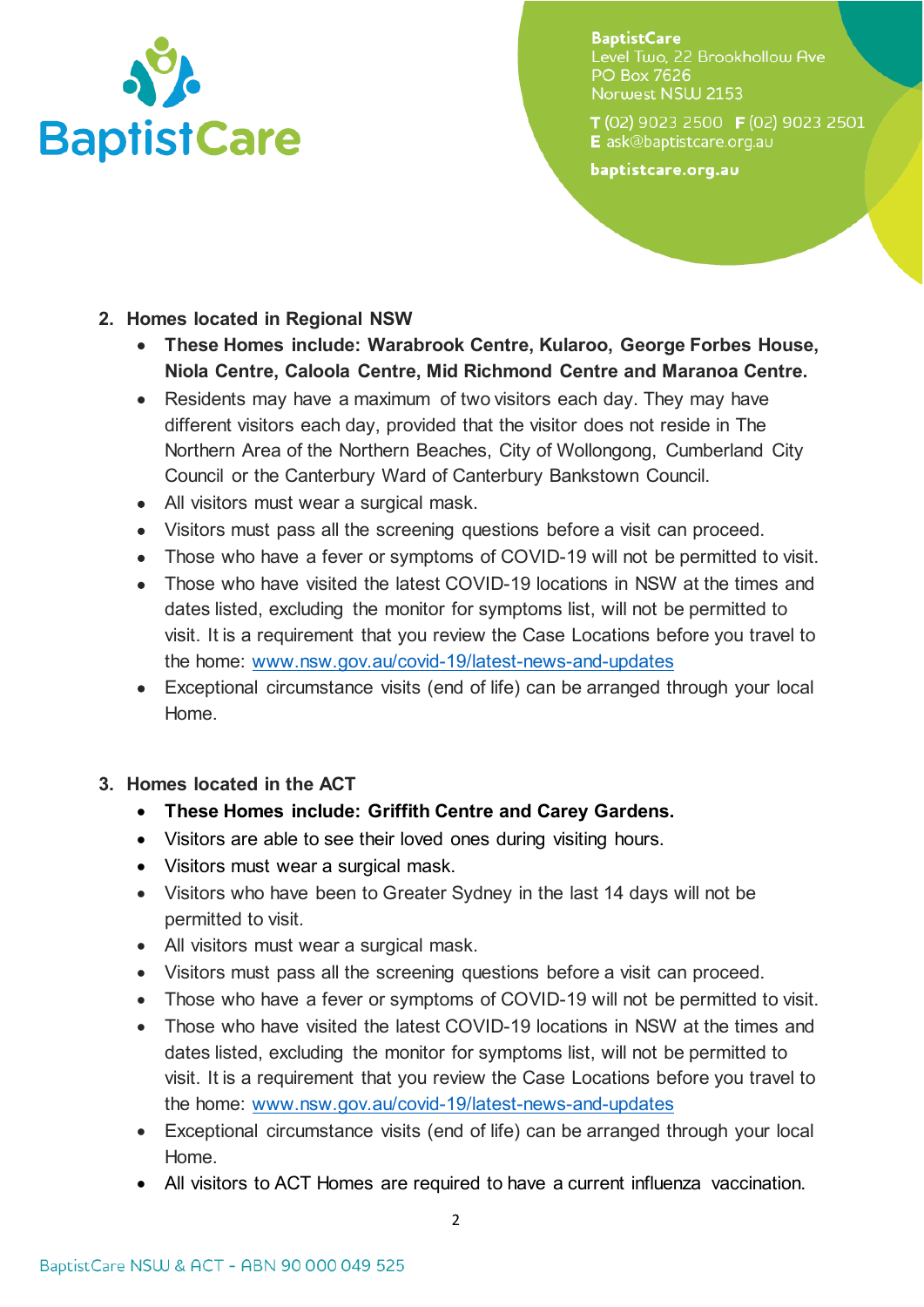2. **Homes located in Regional NSW**
   - **These Homes include: Warabrook Centre, Kularoo, George Forbes House, Niola Centre, Caloola Centre, Mid Richmond Centre and Maranoa Centre.**
   - Residents may have a maximum of two visitors each day. They may have different visitors each day, provided that the visitor does not reside in The Northern Area of the Northern Beaches, City of Wollongong, Cumberland City Council or the Canterbury Ward of Canterbury Bankstown Council.
   - All visitors must wear a surgical mask.
   - Visitors must pass all the screening questions before a visit can proceed.
   - Those who have a fever or symptoms of COVID-19 will not be permitted to visit.
   - Those who have visited the latest COVID-19 locations in NSW at the times and dates listed, excluding the monitor for symptoms list, will not be permitted to visit. It is a requirement that you review the Case Locations before you travel to the home: [www.nsw.gov.au/covid-19/latest-news-and-updates](www.nsw.gov.au/covid-19/latest-news-and-updates)
   - Exceptional circumstance visits (end of life) can be arranged through your local Home.

3. **Homes located in the ACT**
   - **These Homes include: Griffith Centre and Carey Gardens.**
   - Visitors are able to see their loved ones during visiting hours.
   - Visitors must wear a surgical mask.
   - Visitors who have been to Greater Sydney in the last 14 days will not be permitted to visit.
   - All visitors must wear a surgical mask.
   - Visitors must pass all the screening questions before a visit can proceed.
   - Those who have a fever or symptoms of COVID-19 will not be permitted to visit.
   - Those who have visited the latest COVID-19 locations in NSW at the times and dates listed, excluding the monitor for symptoms list, will not be permitted to visit. It is a requirement that you review the Case Locations before you travel to the home: [www.nsw.gov.au/covid-19/latest-news-and-updates](www.nsw.gov.au/covid-19/latest-news-and-updates)
   - Exceptional circumstance visits (end of life) can be arranged through your local Home.
   - All visitors to ACT Homes are required to have a current influenza vaccination.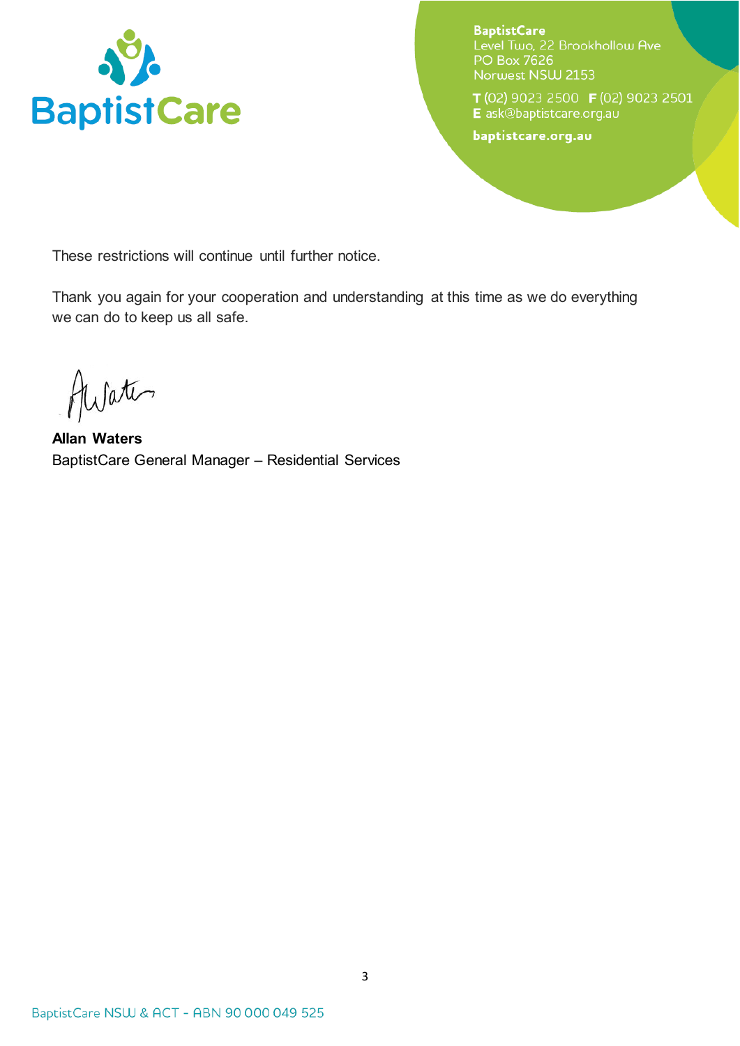These restrictions will continue until further notice.

Thank you again for your cooperation and understanding at this time as we do everything we can do to keep us all safe.

**Allan Waters**
BaptistCare General Manager – Residential Services